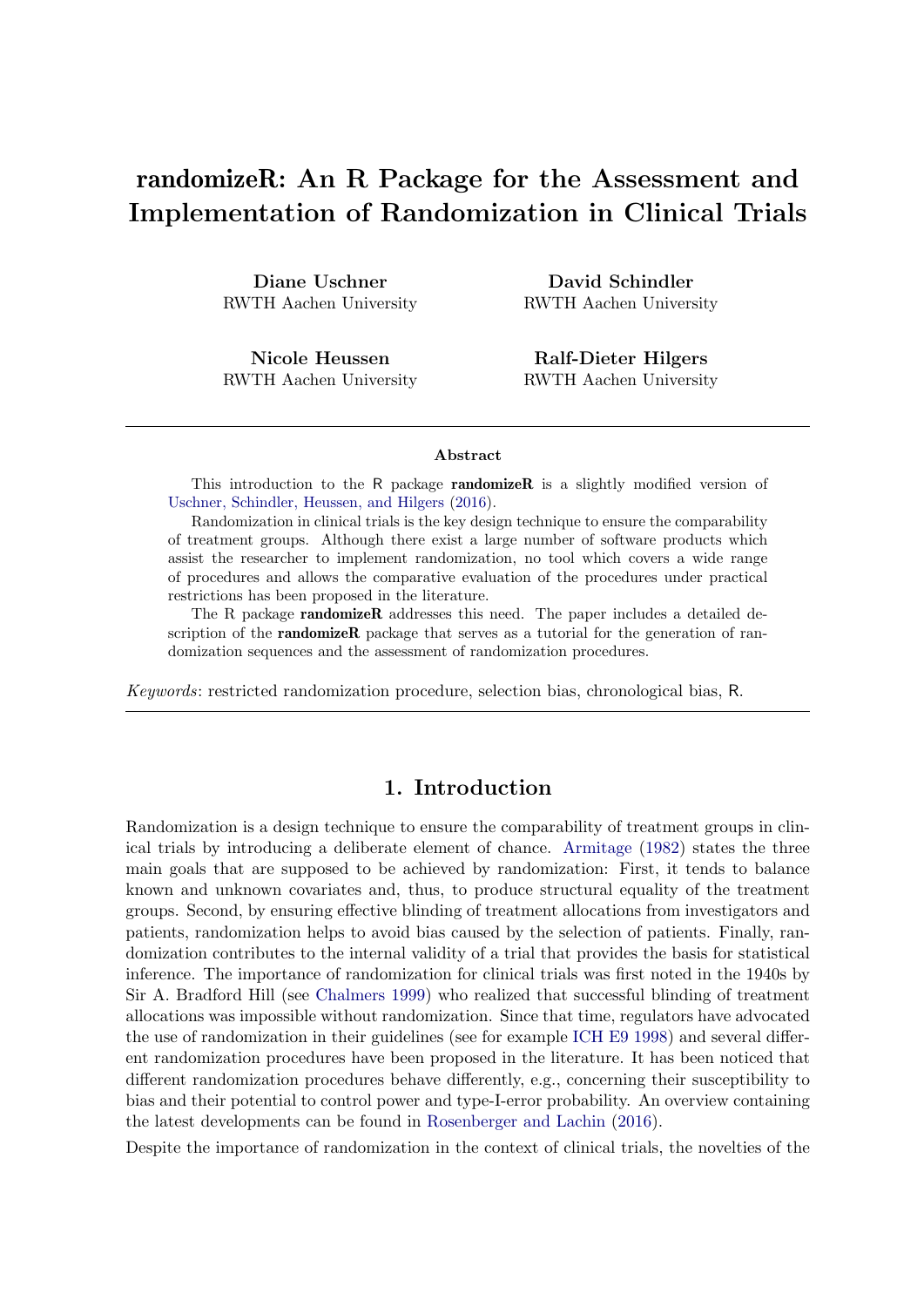# randomizeR: An R Package for the Assessment and Implementation of Randomization in Clinical Trials

**Diane Uschner**
RWTH Aachen University

**David Schindler**
RWTH Aachen University

**Nicole Heussen**
RWTH Aachen University

**Ralf-Dieter Hilgers**
RWTH Aachen University

---

**Abstract**

This introduction to the R package **randomizeR** is a slightly modified version of Uschner, Schindler, Heussen, and Hilgers (2016).

Randomization in clinical trials is the key design technique to ensure the comparability of treatment groups. Although there exist a large number of software products which assist the researcher to implement randomization, no tool which covers a wide range of procedures and allows the comparative evaluation of the procedures under practical restrictions has been proposed in the literature.

The R package **randomizeR** addresses this need. The paper includes a detailed description of the **randomizeR** package that serves as a tutorial for the generation of randomization sequences and the assessment of randomization procedures.

*Keywords*: restricted randomization procedure, selection bias, chronological bias, R.

---

## 1. Introduction

Randomization is a design technique to ensure the comparability of treatment groups in clinical trials by introducing a deliberate element of chance. Armitage (1982) states the three main goals that are supposed to be achieved by randomization: First, it tends to balance known and unknown covariates and, thus, to produce structural equality of the treatment groups. Second, by ensuring effective blinding of treatment allocations from investigators and patients, randomization helps to avoid bias caused by the selection of patients. Finally, randomization contributes to the internal validity of a trial that provides the basis for statistical inference. The importance of randomization for clinical trials was first noted in the 1940s by Sir A. Bradford Hill (see Chalmers 1999) who realized that successful blinding of treatment allocations was impossible without randomization. Since that time, regulators have advocated the use of randomization in their guidelines (see for example ICH E9 1998) and several different randomization procedures have been proposed in the literature. It has been noticed that different randomization procedures behave differently, e.g., concerning their susceptibility to bias and their potential to control power and type-I-error probability. An overview containing the latest developments can be found in Rosenberger and Lachin (2016).

Despite the importance of randomization in the context of clinical trials, the novelties of the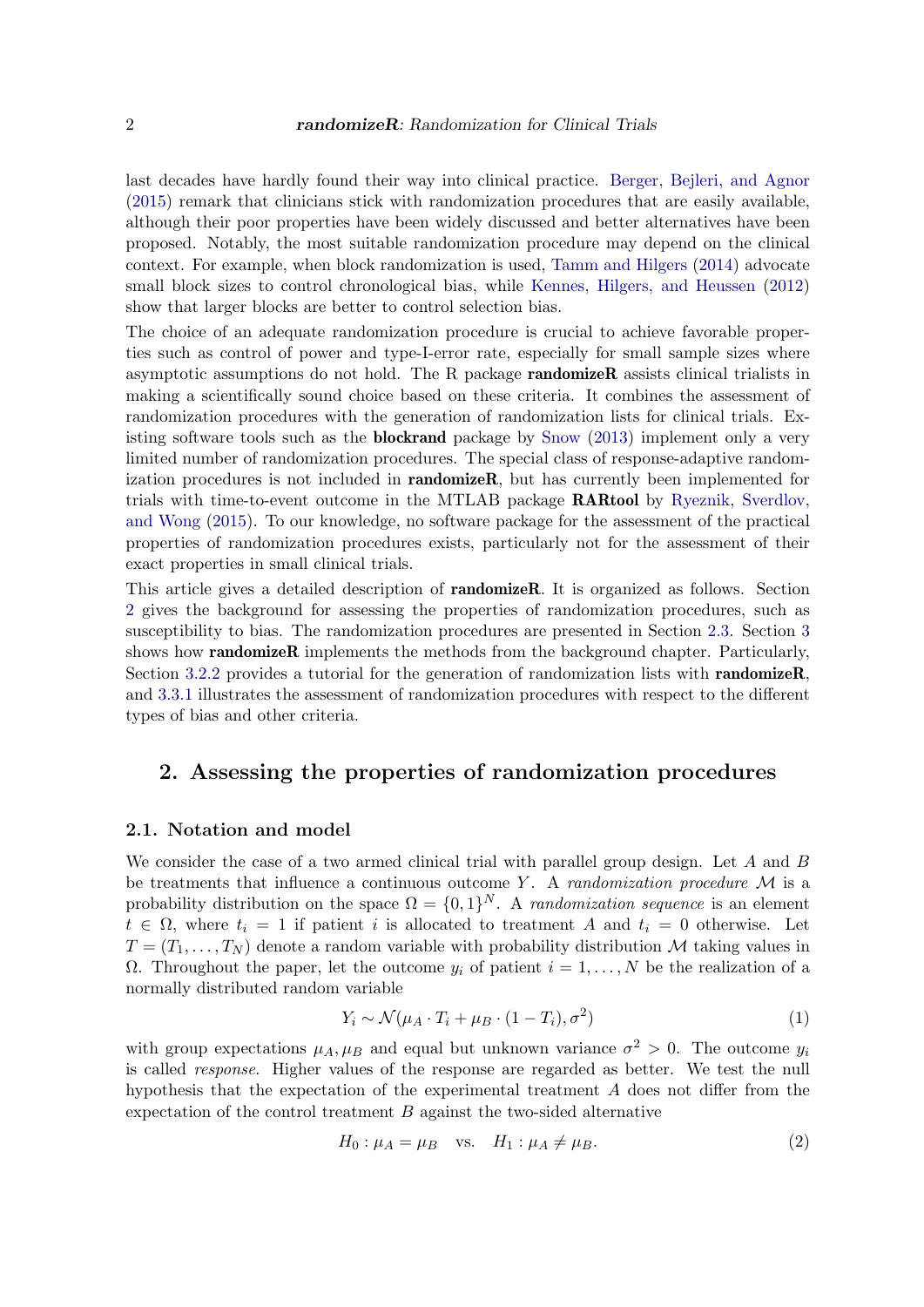last decades have hardly found their way into clinical practice. Berger, Bejleri, and Agnor (2015) remark that clinicians stick with randomization procedures that are easily available, although their poor properties have been widely discussed and better alternatives have been proposed. Notably, the most suitable randomization procedure may depend on the clinical context. For example, when block randomization is used, Tamm and Hilgers (2014) advocate small block sizes to control chronological bias, while Kennes, Hilgers, and Heussen (2012) show that larger blocks are better to control selection bias.

The choice of an adequate randomization procedure is crucial to achieve favorable properties such as control of power and type-I-error rate, especially for small sample sizes where asymptotic assumptions do not hold. The R package **randomizeR** assists clinical trialists in making a scientifically sound choice based on these criteria. It combines the assessment of randomization procedures with the generation of randomization lists for clinical trials. Existing software tools such as the **blockrand** package by Snow (2013) implement only a very limited number of randomization procedures. The special class of response-adaptive randomization procedures is not included in **randomizeR**, but has currently been implemented for trials with time-to-event outcome in the MTLAB package **RARtool** by Ryeznik, Sverdlov, and Wong (2015). To our knowledge, no software package for the assessment of the practical properties of randomization procedures exists, particularly not for the assessment of their exact properties in small clinical trials.

This article gives a detailed description of **randomizeR**. It is organized as follows. Section 2 gives the background for assessing the properties of randomization procedures, such as susceptibility to bias. The randomization procedures are presented in Section 2.3. Section 3 shows how **randomizeR** implements the methods from the background chapter. Particularly, Section 3.2.2 provides a tutorial for the generation of randomization lists with **randomizeR**, and 3.3.1 illustrates the assessment of randomization procedures with respect to the different types of bias and other criteria.

## 2. Assessing the properties of randomization procedures

### 2.1. Notation and model

We consider the case of a two armed clinical trial with parallel group design. Let $A$ and $B$ be treatments that influence a continuous outcome $Y$. A *randomization procedure* $\mathcal{M}$ is a probability distribution on the space $\Omega = \{0,1\}^N$. A *randomization sequence* is an element $t \in \Omega$, where $t_i = 1$ if patient $i$ is allocated to treatment $A$ and $t_i = 0$ otherwise. Let $T = (T_1, \dots, T_N)$ denote a random variable with probability distribution $\mathcal{M}$ taking values in $\Omega$. Throughout the paper, let the outcome $y_i$ of patient $i = 1, \dots, N$ be the realization of a normally distributed random variable

$$Y_i \sim \mathcal{N}(\mu_A \cdot T_i + \mu_B \cdot (1 - T_i), \sigma^2) \tag{1}$$

with group expectations $\mu_A, \mu_B$ and equal but unknown variance $\sigma^2 > 0$. The outcome $y_i$ is called *response*. Higher values of the response are regarded as better. We test the null hypothesis that the expectation of the experimental treatment $A$ does not differ from the expectation of the control treatment $B$ against the two-sided alternative

$$H_0 : \mu_A = \mu_B \quad \text{vs.} \quad H_1 : \mu_A \neq \mu_B. \tag{2}$$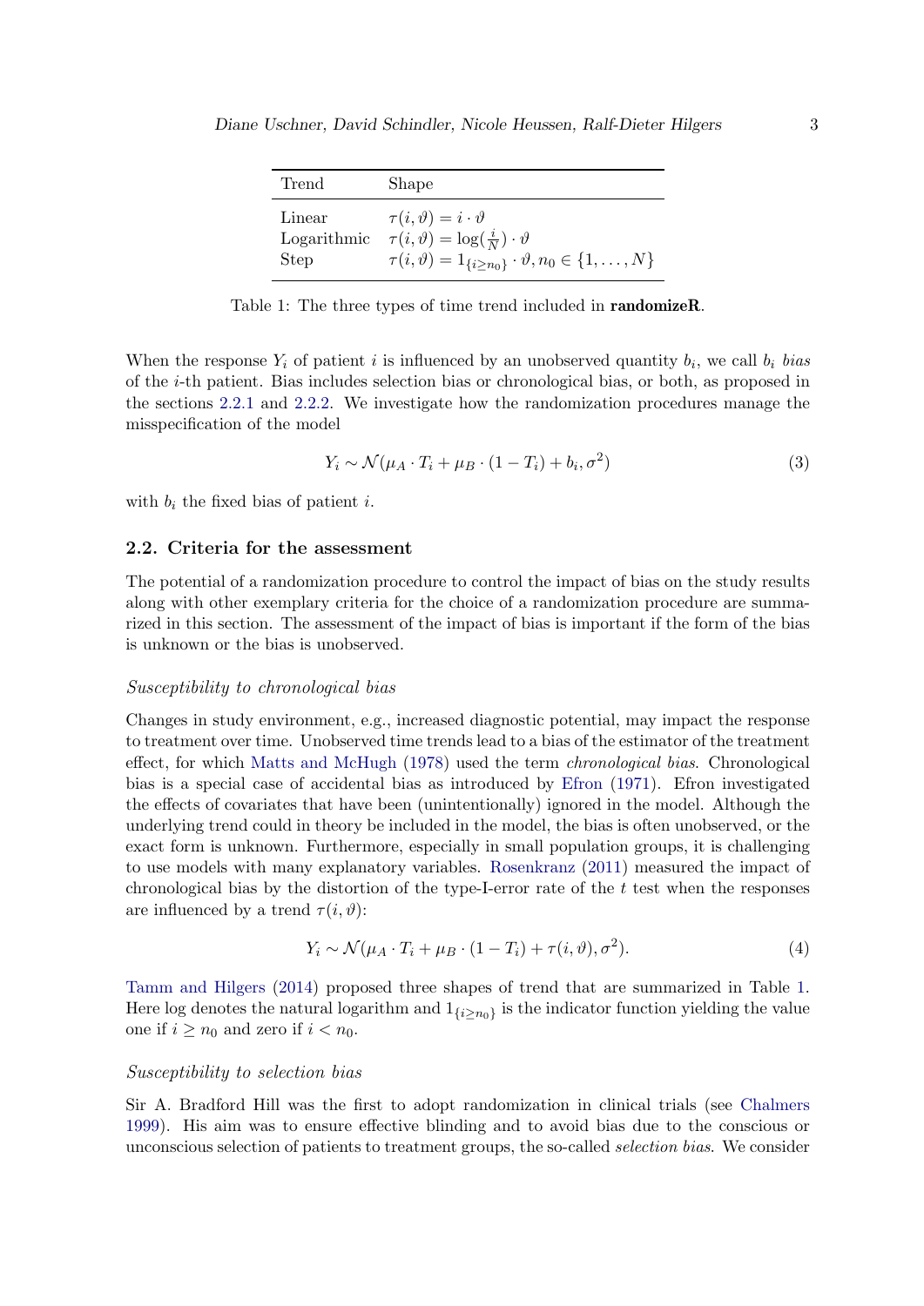| Trend | Shape |
|---|---|
| Linear | $\tau(i, \vartheta) = i \cdot \vartheta$ |
| Logarithmic | $\tau(i, \vartheta) = \log(\frac{i}{N}) \cdot \vartheta$ |
| Step | $\tau(i, \vartheta) = 1_{\{i \geq n_0\}} \cdot \vartheta, n_0 \in \{1, \ldots, N\}$ |

Table 1: The three types of time trend included in **randomizeR**.

When the response $Y_i$ of patient $i$ is influenced by an unobserved quantity $b_i$, we call $b_i$ *bias* of the $i$-th patient. Bias includes selection bias or chronological bias, or both, as proposed in the sections 2.2.1 and 2.2.2. We investigate how the randomization procedures manage the misspecification of the model

$$Y_i \sim \mathcal{N}(\mu_A \cdot T_i + \mu_B \cdot (1 - T_i) + b_i, \sigma^2) \tag{3}$$

with $b_i$ the fixed bias of patient $i$.

## 2.2. Criteria for the assessment

The potential of a randomization procedure to control the impact of bias on the study results along with other exemplary criteria for the choice of a randomization procedure are summarized in this section. The assessment of the impact of bias is important if the form of the bias is unknown or the bias is unobserved.

### *Susceptibility to chronological bias*

Changes in study environment, e.g., increased diagnostic potential, may impact the response to treatment over time. Unobserved time trends lead to a bias of the estimator of the treatment effect, for which Matts and McHugh (1978) used the term *chronological bias*. Chronological bias is a special case of accidental bias as introduced by Efron (1971). Efron investigated the effects of covariates that have been (unintentionally) ignored in the model. Although the underlying trend could in theory be included in the model, the bias is often unobserved, or the exact form is unknown. Furthermore, especially in small population groups, it is challenging to use models with many explanatory variables. Rosenkranz (2011) measured the impact of chronological bias by the distortion of the type-I-error rate of the $t$ test when the responses are influenced by a trend $\tau(i, \vartheta)$:

$$Y_i \sim \mathcal{N}(\mu_A \cdot T_i + \mu_B \cdot (1 - T_i) + \tau(i, \vartheta), \sigma^2). \tag{4}$$

Tamm and Hilgers (2014) proposed three shapes of trend that are summarized in Table 1. Here log denotes the natural logarithm and $1_{\{i \geq n_0\}}$ is the indicator function yielding the value one if $i \geq n_0$ and zero if $i < n_0$.

### *Susceptibility to selection bias*

Sir A. Bradford Hill was the first to adopt randomization in clinical trials (see Chalmers 1999). His aim was to ensure effective blinding and to avoid bias due to the conscious or unconscious selection of patients to treatment groups, the so-called *selection bias*. We consider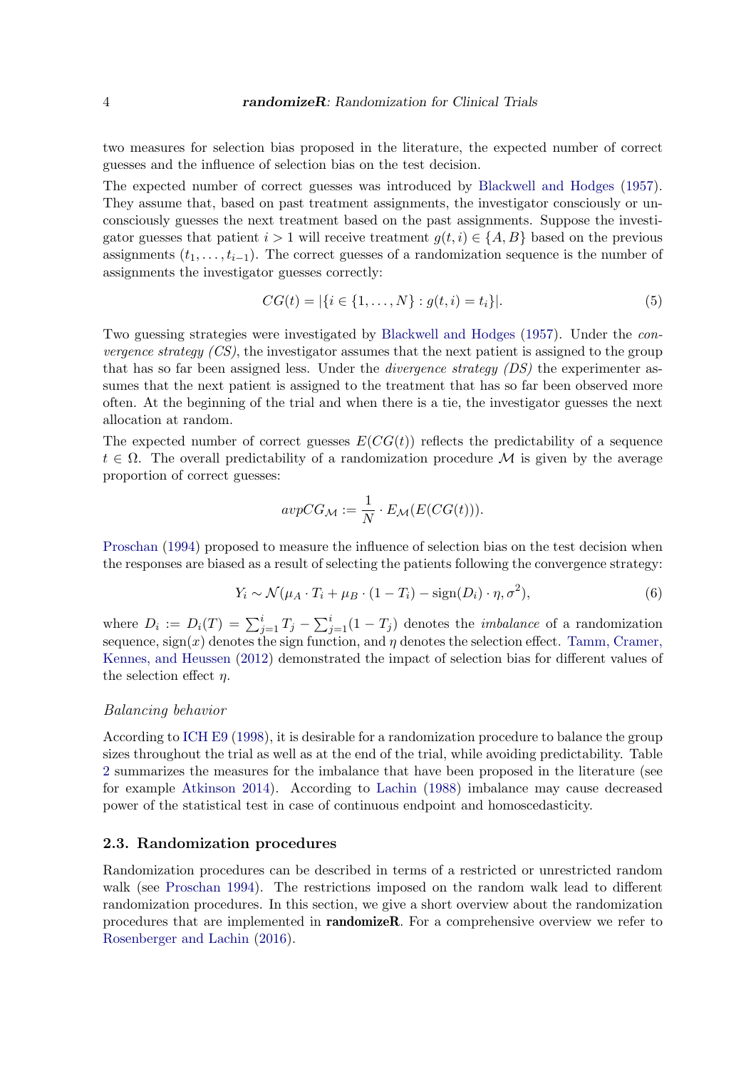two measures for selection bias proposed in the literature, the expected number of correct guesses and the influence of selection bias on the test decision.

The expected number of correct guesses was introduced by Blackwell and Hodges (1957). They assume that, based on past treatment assignments, the investigator consciously or unconsciously guesses the next treatment based on the past assignments. Suppose the investigator guesses that patient $i > 1$ will receive treatment $g(t, i) \in \{A, B\}$ based on the previous assignments $(t_1, \ldots, t_{i-1})$. The correct guesses of a randomization sequence is the number of assignments the investigator guesses correctly:

$$CG(t) = |\{i \in \{1, \ldots, N\} : g(t, i) = t_i\}|. \tag{5}$$

Two guessing strategies were investigated by Blackwell and Hodges (1957). Under the *convergence strategy (CS)*, the investigator assumes that the next patient is assigned to the group that has so far been assigned less. Under the *divergence strategy (DS)* the experimenter assumes that the next patient is assigned to the treatment that has so far been observed more often. At the beginning of the trial and when there is a tie, the investigator guesses the next allocation at random.

The expected number of correct guesses $E(CG(t))$ reflects the predictability of a sequence $t \in \Omega$. The overall predictability of a randomization procedure $\mathcal{M}$ is given by the average proportion of correct guesses:

$$avpCG_{\mathcal{M}} := \frac{1}{N} \cdot E_{\mathcal{M}}(E(CG(t))).$$

Proschan (1994) proposed to measure the influence of selection bias on the test decision when the responses are biased as a result of selecting the patients following the convergence strategy:

$$Y_i \sim \mathcal{N}(\mu_A \cdot T_i + \mu_B \cdot (1 - T_i) - \text{sign}(D_i) \cdot \eta, \sigma^2), \tag{6}$$

where $D_i := D_i(T) = \sum_{j=1}^{i} T_j - \sum_{j=1}^{i}(1 - T_j)$ denotes the *imbalance* of a randomization sequence, $\text{sign}(x)$ denotes the sign function, and $\eta$ denotes the selection effect. Tamm, Cramer, Kennes, and Heussen (2012) demonstrated the impact of selection bias for different values of the selection effect $\eta$.

*Balancing behavior*

According to ICH E9 (1998), it is desirable for a randomization procedure to balance the group sizes throughout the trial as well as at the end of the trial, while avoiding predictability. Table 2 summarizes the measures for the imbalance that have been proposed in the literature (see for example Atkinson 2014). According to Lachin (1988) imbalance may cause decreased power of the statistical test in case of continuous endpoint and homoscedasticity.

## 2.3. Randomization procedures

Randomization procedures can be described in terms of a restricted or unrestricted random walk (see Proschan 1994). The restrictions imposed on the random walk lead to different randomization procedures. In this section, we give a short overview about the randomization procedures that are implemented in **randomizeR**. For a comprehensive overview we refer to Rosenberger and Lachin (2016).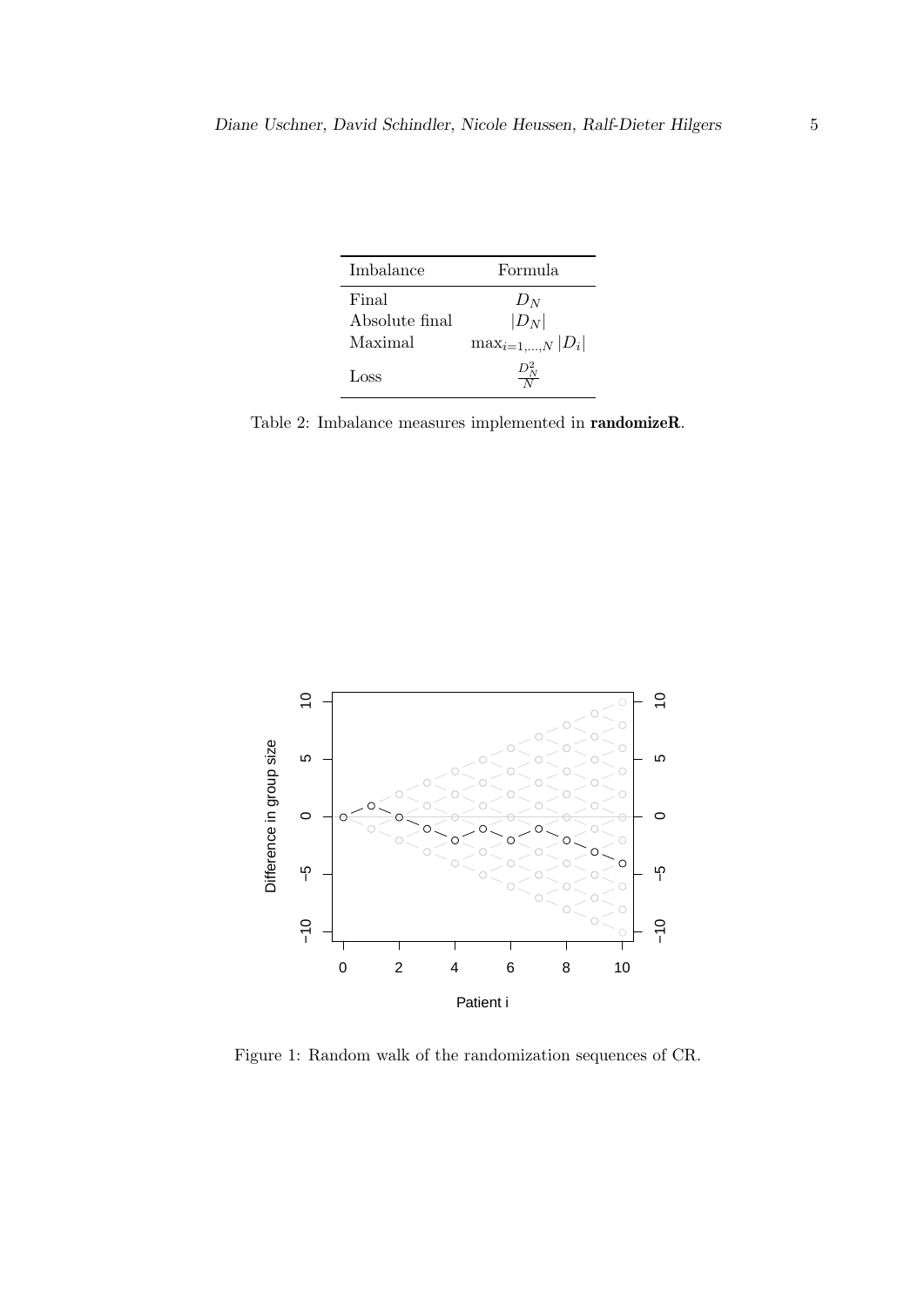| Imbalance | Formula |
|---|---|
| Final | $D_N$ |
| Absolute final | $\|D_N\|$ |
| Maximal | $\max_{i=1,\ldots,N} \|D_i\|$ |
| Loss | $\frac{D_N^2}{N}$ |

Table 2: Imbalance measures implemented in **randomizeR**.

Figure 1: Random walk of the randomization sequences of CR.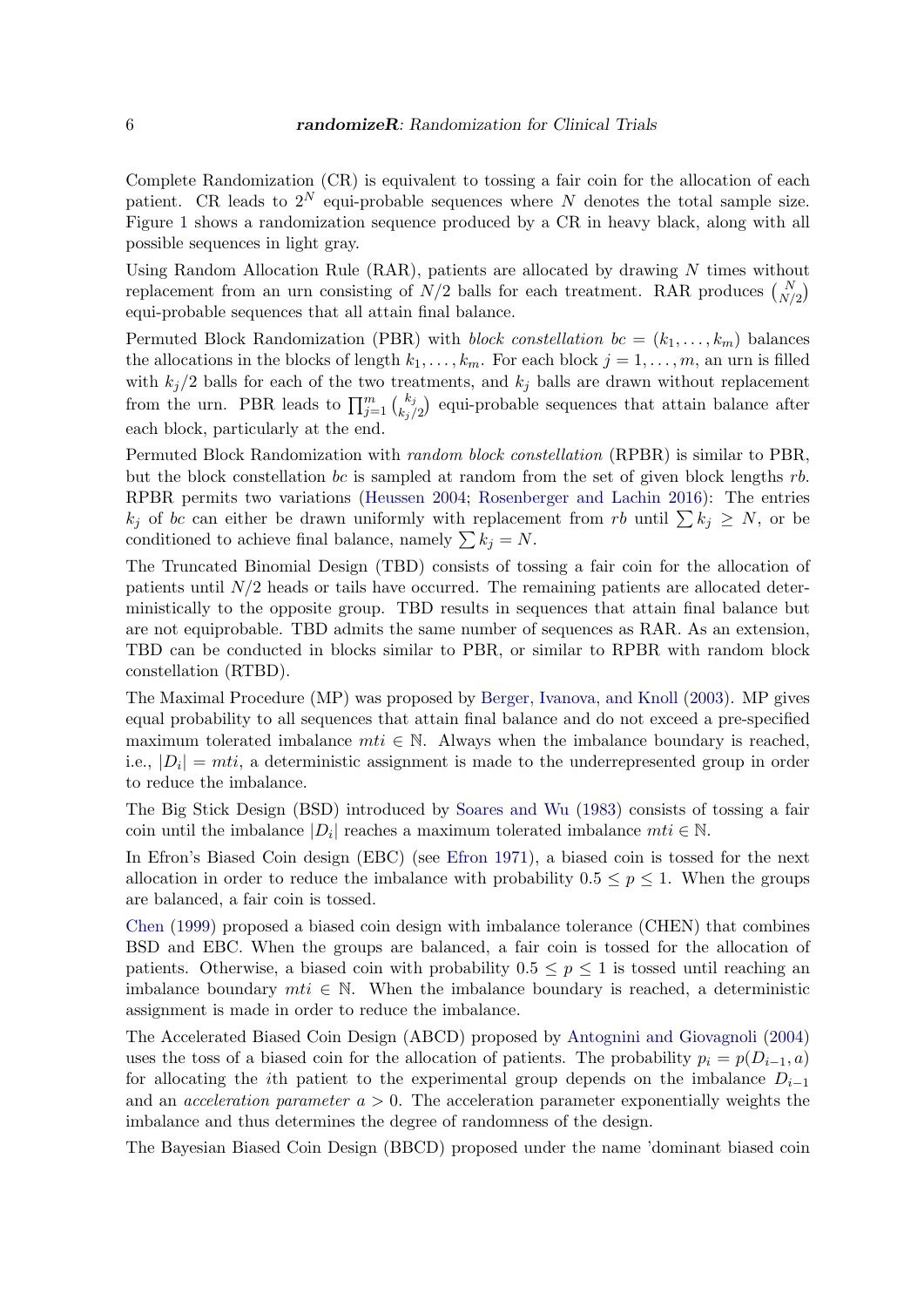Complete Randomization (CR) is equivalent to tossing a fair coin for the allocation of each patient. CR leads to $2^N$ equi-probable sequences where $N$ denotes the total sample size. Figure 1 shows a randomization sequence produced by a CR in heavy black, along with all possible sequences in light gray.

Using Random Allocation Rule (RAR), patients are allocated by drawing $N$ times without replacement from an urn consisting of $N/2$ balls for each treatment. RAR produces $\binom{N}{N/2}$ equi-probable sequences that all attain final balance.

Permuted Block Randomization (PBR) with *block constellation* $bc = (k_1, \ldots, k_m)$ balances the allocations in the blocks of length $k_1, \ldots, k_m$. For each block $j = 1, \ldots, m$, an urn is filled with $k_j/2$ balls for each of the two treatments, and $k_j$ balls are drawn without replacement from the urn. PBR leads to $\prod_{j=1}^{m} \binom{k_j}{k_j/2}$ equi-probable sequences that attain balance after each block, particularly at the end.

Permuted Block Randomization with *random block constellation* (RPBR) is similar to PBR, but the block constellation $bc$ is sampled at random from the set of given block lengths $rb$. RPBR permits two variations (Heussen 2004; Rosenberger and Lachin 2016): The entries $k_j$ of $bc$ can either be drawn uniformly with replacement from $rb$ until $\sum k_j \geq N$, or be conditioned to achieve final balance, namely $\sum k_j = N$.

The Truncated Binomial Design (TBD) consists of tossing a fair coin for the allocation of patients until $N/2$ heads or tails have occurred. The remaining patients are allocated deterministically to the opposite group. TBD results in sequences that attain final balance but are not equiprobable. TBD admits the same number of sequences as RAR. As an extension, TBD can be conducted in blocks similar to PBR, or similar to RPBR with random block constellation (RTBD).

The Maximal Procedure (MP) was proposed by Berger, Ivanova, and Knoll (2003). MP gives equal probability to all sequences that attain final balance and do not exceed a pre-specified maximum tolerated imbalance $mti \in \mathbb{N}$. Always when the imbalance boundary is reached, i.e., $|D_i| = mti$, a deterministic assignment is made to the underrepresented group in order to reduce the imbalance.

The Big Stick Design (BSD) introduced by Soares and Wu (1983) consists of tossing a fair coin until the imbalance $|D_i|$ reaches a maximum tolerated imbalance $mti \in \mathbb{N}$.

In Efron's Biased Coin design (EBC) (see Efron 1971), a biased coin is tossed for the next allocation in order to reduce the imbalance with probability $0.5 \leq p \leq 1$. When the groups are balanced, a fair coin is tossed.

Chen (1999) proposed a biased coin design with imbalance tolerance (CHEN) that combines BSD and EBC. When the groups are balanced, a fair coin is tossed for the allocation of patients. Otherwise, a biased coin with probability $0.5 \leq p \leq 1$ is tossed until reaching an imbalance boundary $mti \in \mathbb{N}$. When the imbalance boundary is reached, a deterministic assignment is made in order to reduce the imbalance.

The Accelerated Biased Coin Design (ABCD) proposed by Antognini and Giovagnoli (2004) uses the toss of a biased coin for the allocation of patients. The probability $p_i = p(D_{i-1}, a)$ for allocating the $i$th patient to the experimental group depends on the imbalance $D_{i-1}$ and an *acceleration parameter* $a > 0$. The acceleration parameter exponentially weights the imbalance and thus determines the degree of randomness of the design.

The Bayesian Biased Coin Design (BBCD) proposed under the name 'dominant biased coin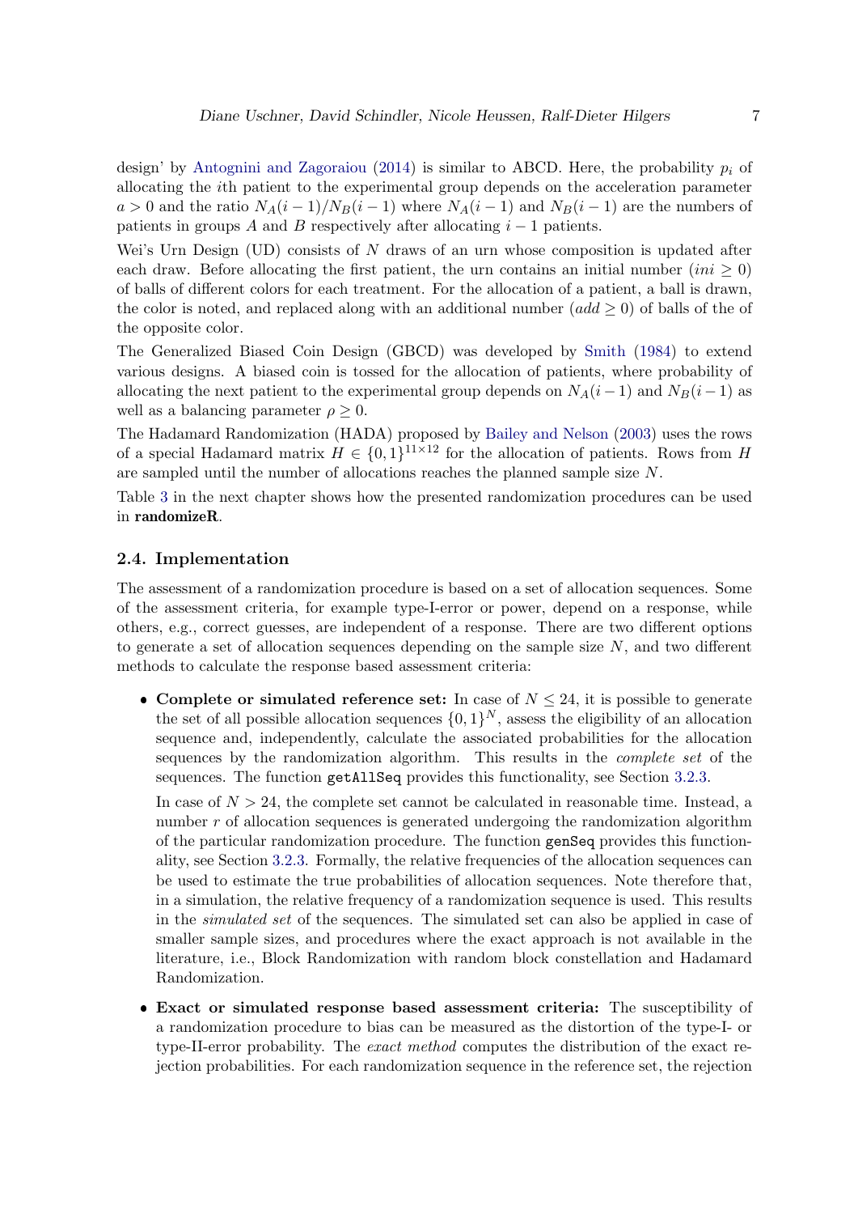design' by Antognini and Zagoraiou (2014) is similar to ABCD. Here, the probability $p_i$ of allocating the $i$th patient to the experimental group depends on the acceleration parameter $a > 0$ and the ratio $N_A(i-1)/N_B(i-1)$ where $N_A(i-1)$ and $N_B(i-1)$ are the numbers of patients in groups $A$ and $B$ respectively after allocating $i-1$ patients.

Wei's Urn Design (UD) consists of $N$ draws of an urn whose composition is updated after each draw. Before allocating the first patient, the urn contains an initial number ($ini \geq 0$) of balls of different colors for each treatment. For the allocation of a patient, a ball is drawn, the color is noted, and replaced along with an additional number ($add \geq 0$) of balls of the of the opposite color.

The Generalized Biased Coin Design (GBCD) was developed by Smith (1984) to extend various designs. A biased coin is tossed for the allocation of patients, where probability of allocating the next patient to the experimental group depends on $N_A(i-1)$ and $N_B(i-1)$ as well as a balancing parameter $\rho \geq 0$.

The Hadamard Randomization (HADA) proposed by Bailey and Nelson (2003) uses the rows of a special Hadamard matrix $H \in \{0,1\}^{11\times 12}$ for the allocation of patients. Rows from $H$ are sampled until the number of allocations reaches the planned sample size $N$.

Table 3 in the next chapter shows how the presented randomization procedures can be used in **randomizeR**.

### 2.4. Implementation

The assessment of a randomization procedure is based on a set of allocation sequences. Some of the assessment criteria, for example type-I-error or power, depend on a response, while others, e.g., correct guesses, are independent of a response. There are two different options to generate a set of allocation sequences depending on the sample size $N$, and two different methods to calculate the response based assessment criteria:

- **Complete or simulated reference set:** In case of $N \leq 24$, it is possible to generate the set of all possible allocation sequences $\{0,1\}^N$, assess the eligibility of an allocation sequence and, independently, calculate the associated probabilities for the allocation sequences by the randomization algorithm. This results in the *complete set* of the sequences. The function `getAllSeq` provides this functionality, see Section 3.2.3.

  In case of $N > 24$, the complete set cannot be calculated in reasonable time. Instead, a number $r$ of allocation sequences is generated undergoing the randomization algorithm of the particular randomization procedure. The function `genSeq` provides this functionality, see Section 3.2.3. Formally, the relative frequencies of the allocation sequences can be used to estimate the true probabilities of allocation sequences. Note therefore that, in a simulation, the relative frequency of a randomization sequence is used. This results in the *simulated set* of the sequences. The simulated set can also be applied in case of smaller sample sizes, and procedures where the exact approach is not available in the literature, i.e., Block Randomization with random block constellation and Hadamard Randomization.

- **Exact or simulated response based assessment criteria:** The susceptibility of a randomization procedure to bias can be measured as the distortion of the type-I- or type-II-error probability. The *exact method* computes the distribution of the exact rejection probabilities. For each randomization sequence in the reference set, the rejection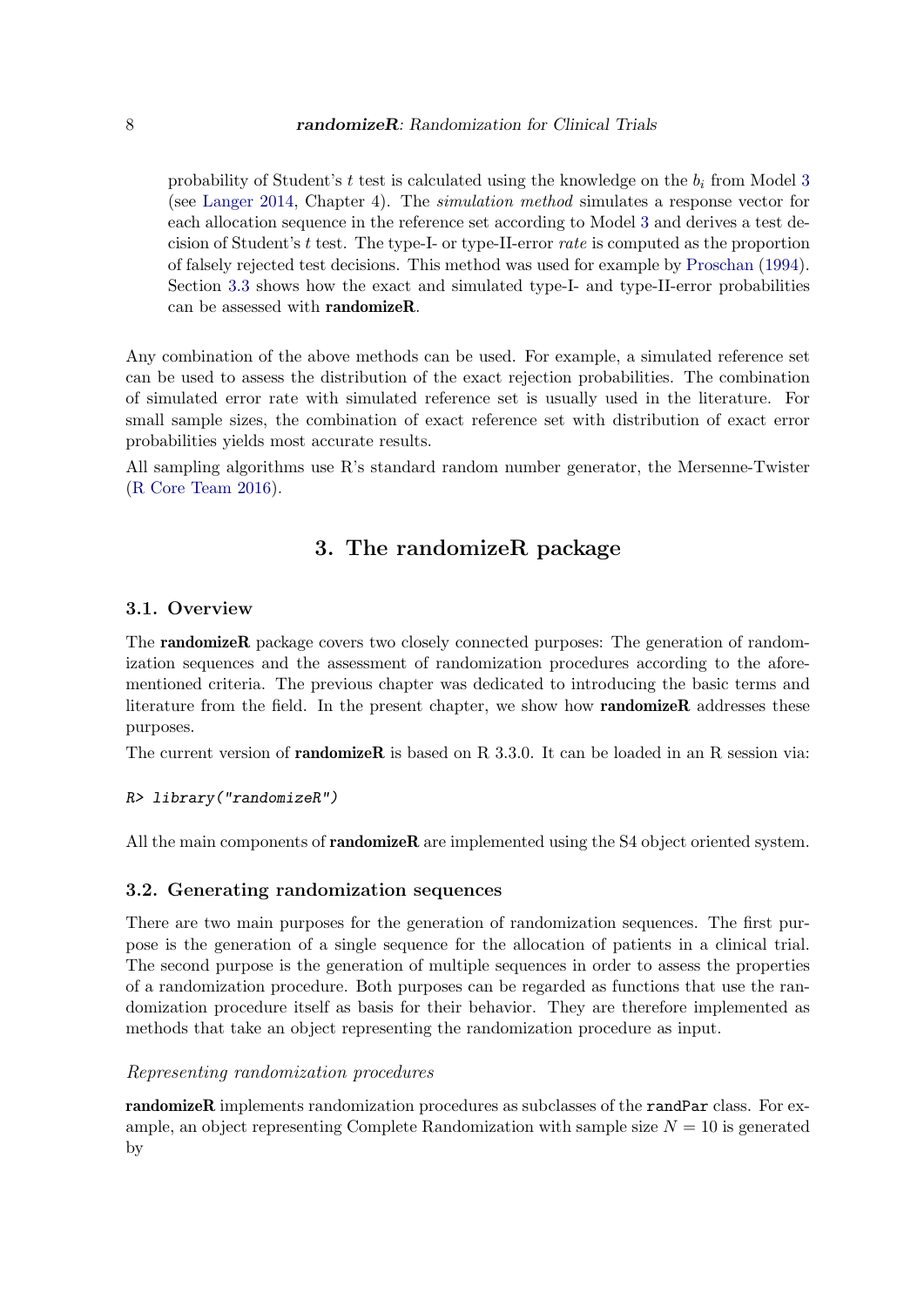probability of Student's $t$ test is calculated using the knowledge on the $b_i$ from Model 3 (see Langer 2014, Chapter 4). The *simulation method* simulates a response vector for each allocation sequence in the reference set according to Model 3 and derives a test decision of Student's $t$ test. The type-I- or type-II-error *rate* is computed as the proportion of falsely rejected test decisions. This method was used for example by Proschan (1994). Section 3.3 shows how the exact and simulated type-I- and type-II-error probabilities can be assessed with **randomizeR**.

Any combination of the above methods can be used. For example, a simulated reference set can be used to assess the distribution of the exact rejection probabilities. The combination of simulated error rate with simulated reference set is usually used in the literature. For small sample sizes, the combination of exact reference set with distribution of exact error probabilities yields most accurate results.

All sampling algorithms use R's standard random number generator, the Mersenne-Twister (R Core Team 2016).

## 3. The randomizeR package

### 3.1. Overview

The **randomizeR** package covers two closely connected purposes: The generation of randomization sequences and the assessment of randomization procedures according to the aforementioned criteria. The previous chapter was dedicated to introducing the basic terms and literature from the field. In the present chapter, we show how **randomizeR** addresses these purposes.

The current version of **randomizeR** is based on R 3.3.0. It can be loaded in an R session via:

```
R> library("randomizeR")
```

All the main components of **randomizeR** are implemented using the S4 object oriented system.

### 3.2. Generating randomization sequences

There are two main purposes for the generation of randomization sequences. The first purpose is the generation of a single sequence for the allocation of patients in a clinical trial. The second purpose is the generation of multiple sequences in order to assess the properties of a randomization procedure. Both purposes can be regarded as functions that use the randomization procedure itself as basis for their behavior. They are therefore implemented as methods that take an object representing the randomization procedure as input.

*Representing randomization procedures*

**randomizeR** implements randomization procedures as subclasses of the `randPar` class. For example, an object representing Complete Randomization with sample size $N = 10$ is generated by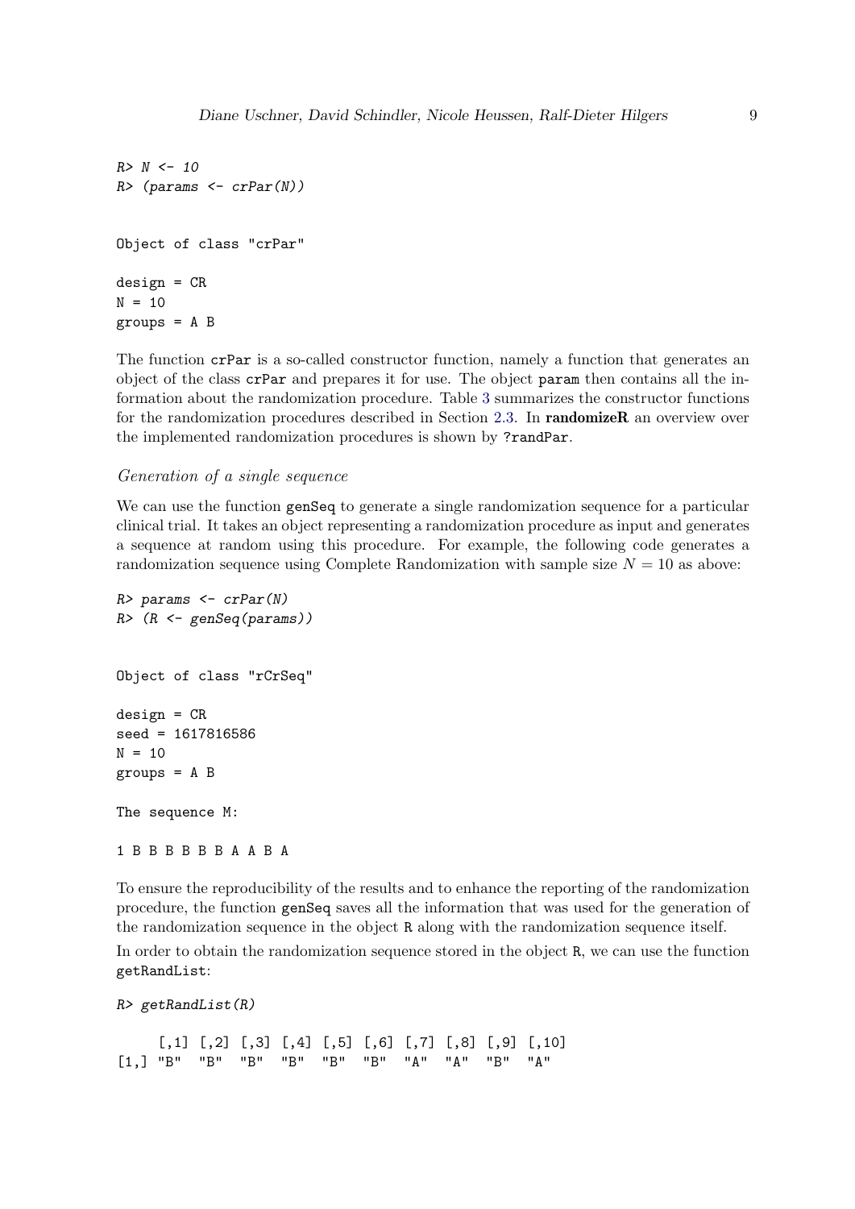```
R> N <- 10
R> (params <- crPar(N))


Object of class "crPar"

design = CR
N = 10
groups = A B
```

The function `crPar` is a so-called constructor function, namely a function that generates an object of the class `crPar` and prepares it for use. The object `param` then contains all the information about the randomization procedure. Table 3 summarizes the constructor functions for the randomization procedures described in Section 2.3. In **randomizeR** an overview over the implemented randomization procedures is shown by `?randPar`.

*Generation of a single sequence*

We can use the function `genSeq` to generate a single randomization sequence for a particular clinical trial. It takes an object representing a randomization procedure as input and generates a sequence at random using this procedure. For example, the following code generates a randomization sequence using Complete Randomization with sample size $N = 10$ as above:

```
R> params <- crPar(N)
R> (R <- genSeq(params))


Object of class "rCrSeq"

design = CR
seed = 1617816586
N = 10
groups = A B

The sequence M:

1 B B B B B B A A B A
```

To ensure the reproducibility of the results and to enhance the reporting of the randomization procedure, the function `genSeq` saves all the information that was used for the generation of the randomization sequence in the object `R` along with the randomization sequence itself.

In order to obtain the randomization sequence stored in the object `R`, we can use the function `getRandList`:

```
R> getRandList(R)

     [,1] [,2] [,3] [,4] [,5] [,6] [,7] [,8] [,9] [,10]
[1,] "B"  "B"  "B"  "B"  "B"  "B"  "A"  "A"  "B"  "A"
```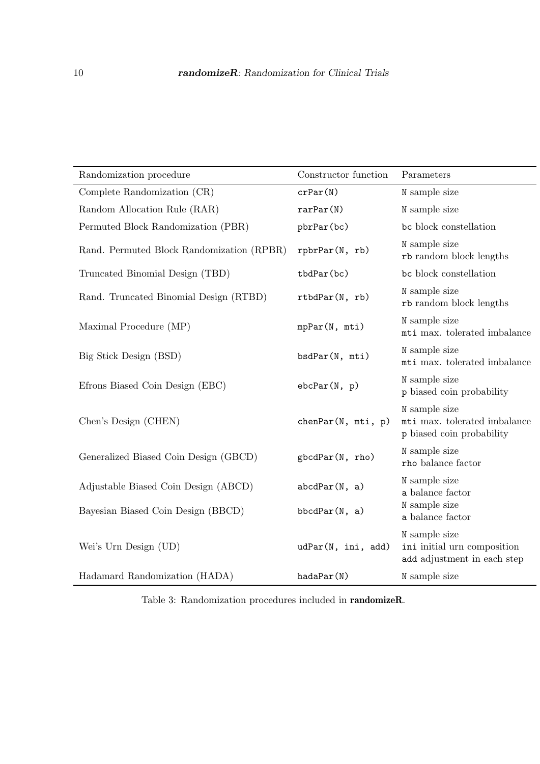| Randomization procedure | Constructor function | Parameters |
|---|---|---|
| Complete Randomization (CR) | `crPar(N)` | `N` sample size |
| Random Allocation Rule (RAR) | `rarPar(N)` | `N` sample size |
| Permuted Block Randomization (PBR) | `pbrPar(bc)` | `bc` block constellation |
| Rand. Permuted Block Randomization (RPBR) | `rpbrPar(N, rb)` | `N` sample size<br>`rb` random block lengths |
| Truncated Binomial Design (TBD) | `tbdPar(bc)` | `bc` block constellation |
| Rand. Truncated Binomial Design (RTBD) | `rtbdPar(N, rb)` | `N` sample size<br>`rb` random block lengths |
| Maximal Procedure (MP) | `mpPar(N, mti)` | `N` sample size<br>`mti` max. tolerated imbalance |
| Big Stick Design (BSD) | `bsdPar(N, mti)` | `N` sample size<br>`mti` max. tolerated imbalance |
| Efrons Biased Coin Design (EBC) | `ebcPar(N, p)` | `N` sample size<br>`p` biased coin probability |
| Chen's Design (CHEN) | `chenPar(N, mti, p)` | `N` sample size<br>`mti` max. tolerated imbalance<br>`p` biased coin probability |
| Generalized Biased Coin Design (GBCD) | `gbcdPar(N, rho)` | `N` sample size<br>`rho` balance factor |
| Adjustable Biased Coin Design (ABCD) | `abcdPar(N, a)` | `N` sample size<br>`a` balance factor |
| Bayesian Biased Coin Design (BBCD) | `bbcdPar(N, a)` | `N` sample size<br>`a` balance factor |
| Wei's Urn Design (UD) | `udPar(N, ini, add)` | `N` sample size<br>`ini` initial urn composition<br>`add` adjustment in each step |
| Hadamard Randomization (HADA) | `hadaPar(N)` | `N` sample size |

Table 3: Randomization procedures included in **randomizeR**.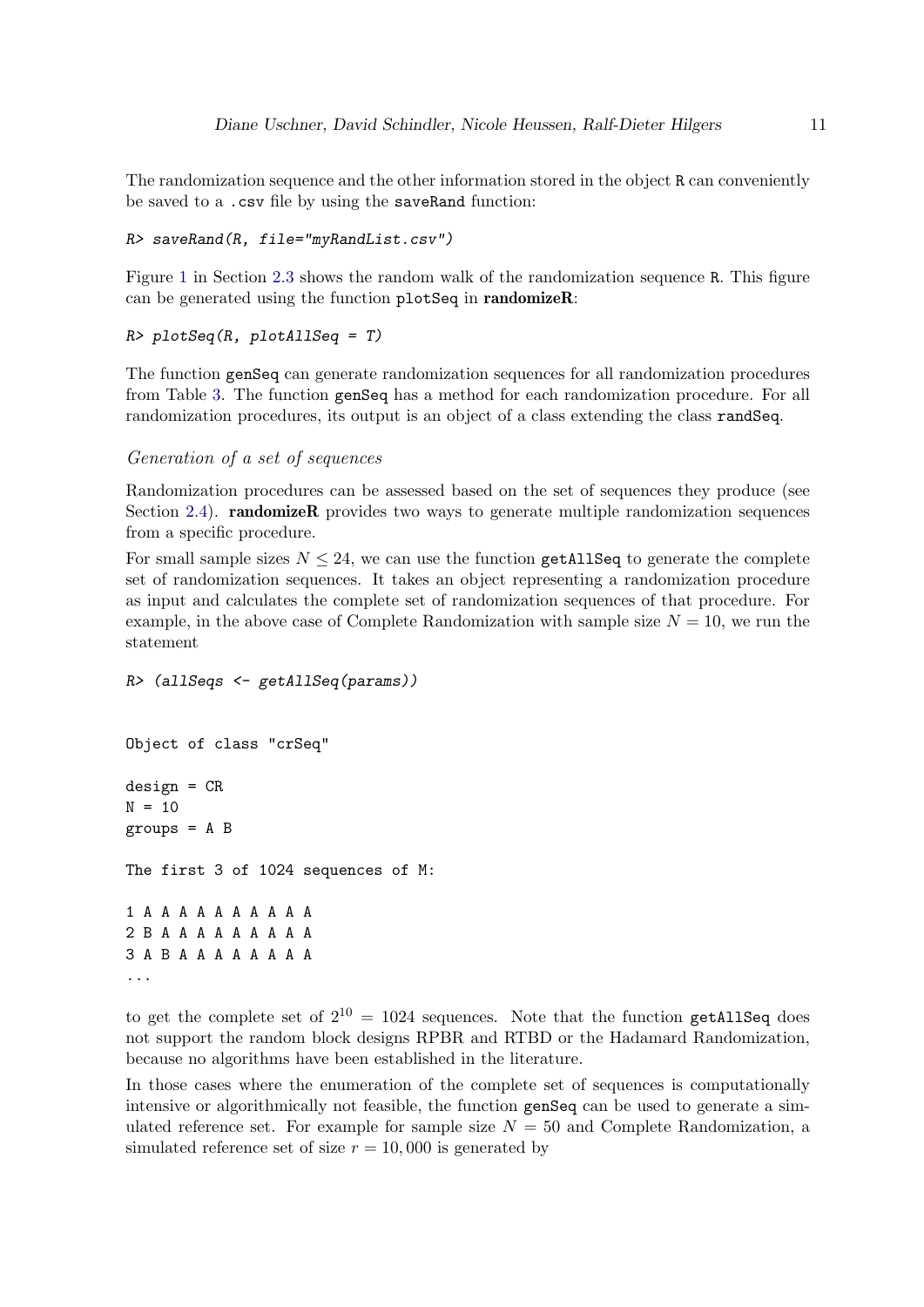The randomization sequence and the other information stored in the object `R` can conveniently be saved to a `.csv` file by using the `saveRand` function:

```
R> saveRand(R, file="myRandList.csv")
```

Figure 1 in Section 2.3 shows the random walk of the randomization sequence `R`. This figure can be generated using the function `plotSeq` in **randomizeR**:

```
R> plotSeq(R, plotAllSeq = T)
```

The function `genSeq` can generate randomization sequences for all randomization procedures from Table 3. The function `genSeq` has a method for each randomization procedure. For all randomization procedures, its output is an object of a class extending the class `randSeq`.

*Generation of a set of sequences*

Randomization procedures can be assessed based on the set of sequences they produce (see Section 2.4). **randomizeR** provides two ways to generate multiple randomization sequences from a specific procedure.

For small sample sizes $N \leq 24$, we can use the function `getAllSeq` to generate the complete set of randomization sequences. It takes an object representing a randomization procedure as input and calculates the complete set of randomization sequences of that procedure. For example, in the above case of Complete Randomization with sample size $N = 10$, we run the statement

```
R> (allSeqs <- getAllSeq(params))


Object of class "crSeq"

design = CR
N = 10
groups = A B

The first 3 of 1024 sequences of M:

1 A A A A A A A A A A
2 B A A A A A A A A A
3 A B A A A A A A A A
...
```

to get the complete set of $2^{10} = 1024$ sequences. Note that the function `getAllSeq` does not support the random block designs RPBR and RTBD or the Hadamard Randomization, because no algorithms have been established in the literature.

In those cases where the enumeration of the complete set of sequences is computationally intensive or algorithmically not feasible, the function `genSeq` can be used to generate a simulated reference set. For example for sample size $N = 50$ and Complete Randomization, a simulated reference set of size $r = 10,000$ is generated by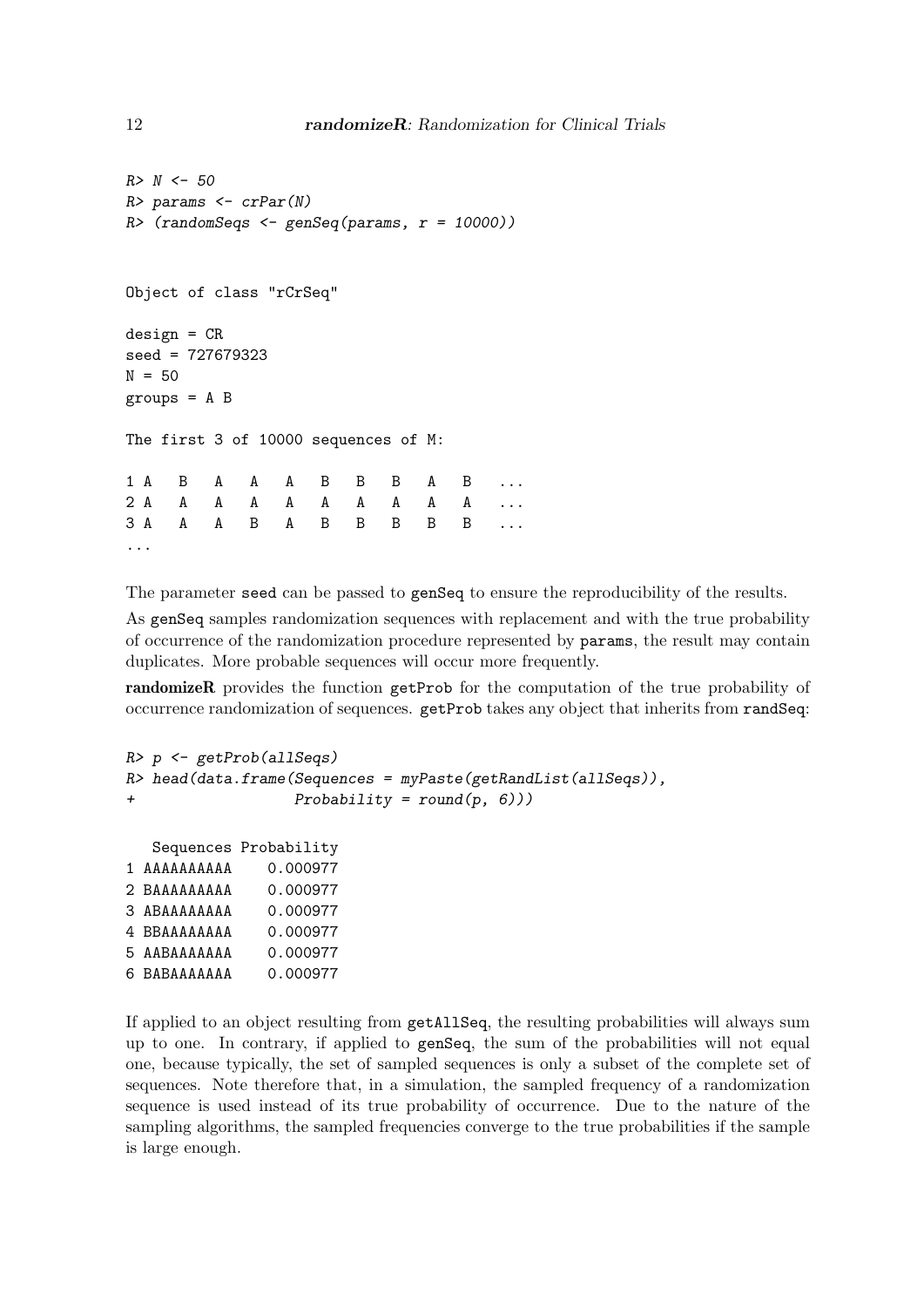```
R> N <- 50
R> params <- crPar(N)
R> (randomSeqs <- genSeq(params, r = 10000))


Object of class "rCrSeq"

design = CR
seed = 727679323
N = 50
groups = A B

The first 3 of 10000 sequences of M:

1 A   B   A   A   A   B   B   B   A   B   ...
2 A   A   A   A   A   A   A   A   A   A   ...
3 A   A   A   B   A   B   B   B   B   B   ...
...
```

The parameter `seed` can be passed to `genSeq` to ensure the reproducibility of the results.

As `genSeq` samples randomization sequences with replacement and with the true probability of occurrence of the randomization procedure represented by `params`, the result may contain duplicates. More probable sequences will occur more frequently.

**randomizeR** provides the function `getProb` for the computation of the true probability of occurrence randomization of sequences. `getProb` takes any object that inherits from `randSeq`:

```
R> p <- getProb(allSeqs)
R> head(data.frame(Sequences = myPaste(getRandList(allSeqs)),
+                  Probability = round(p, 6)))

   Sequences Probability
1 AAAAAAAAAA    0.000977
2 BAAAAAAAAA    0.000977
3 ABAAAAAAAA    0.000977
4 BBAAAAAAAA    0.000977
5 AABAAAAAAA    0.000977
6 BABAAAAAAA    0.000977
```

If applied to an object resulting from `getAllSeq`, the resulting probabilities will always sum up to one. In contrary, if applied to `genSeq`, the sum of the probabilities will not equal one, because typically, the set of sampled sequences is only a subset of the complete set of sequences. Note therefore that, in a simulation, the sampled frequency of a randomization sequence is used instead of its true probability of occurrence. Due to the nature of the sampling algorithms, the sampled frequencies converge to the true probabilities if the sample is large enough.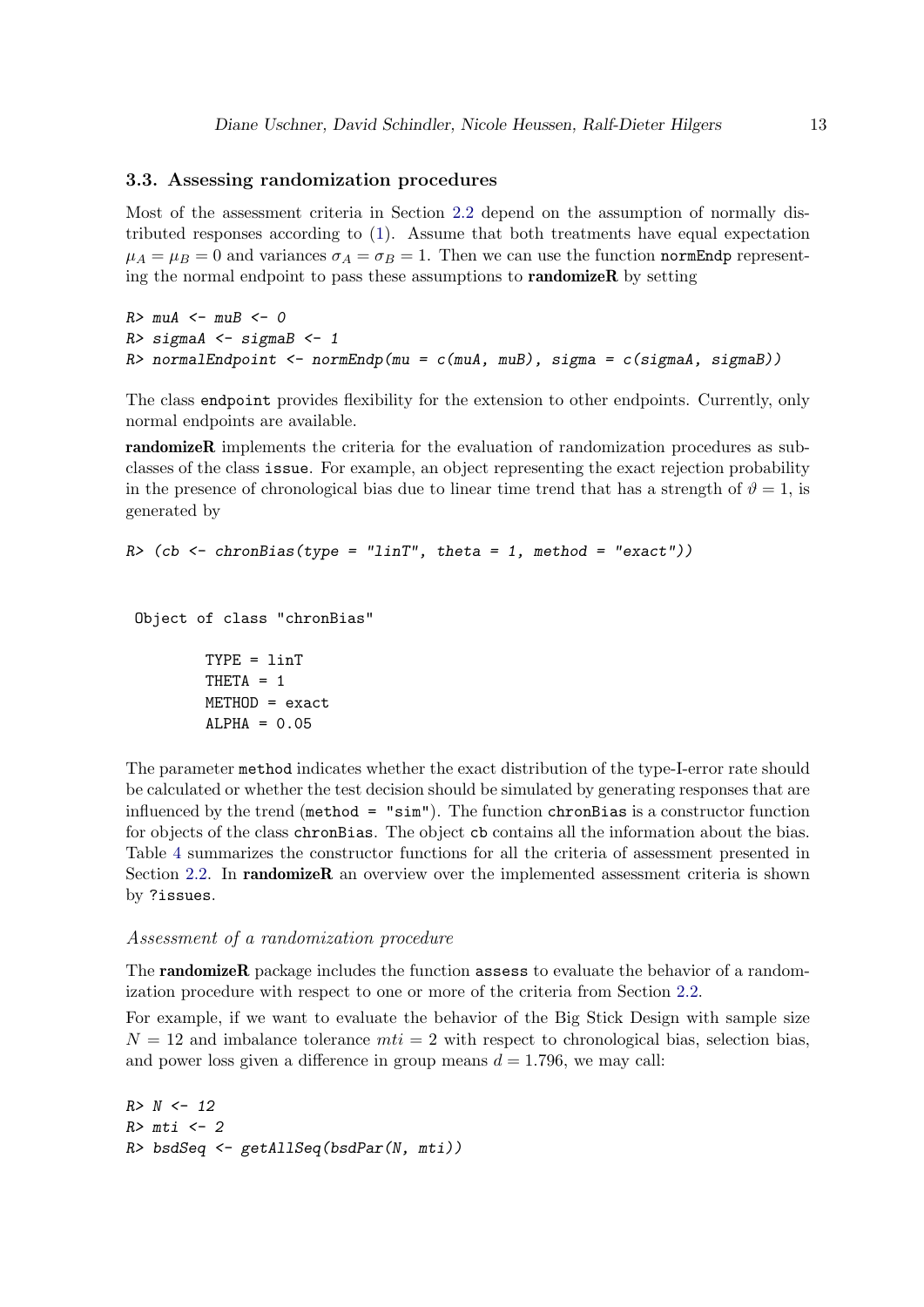### 3.3. Assessing randomization procedures

Most of the assessment criteria in Section 2.2 depend on the assumption of normally distributed responses according to (1). Assume that both treatments have equal expectation $\mu_A = \mu_B = 0$ and variances $\sigma_A = \sigma_B = 1$. Then we can use the function `normEndp` representing the normal endpoint to pass these assumptions to **randomizeR** by setting

```
R> muA <- muB <- 0
R> sigmaA <- sigmaB <- 1
R> normalEndpoint <- normEndp(mu = c(muA, muB), sigma = c(sigmaA, sigmaB))
```

The class `endpoint` provides flexibility for the extension to other endpoints. Currently, only normal endpoints are available.

**randomizeR** implements the criteria for the evaluation of randomization procedures as subclasses of the class `issue`. For example, an object representing the exact rejection probability in the presence of chronological bias due to linear time trend that has a strength of $\vartheta = 1$, is generated by

```
R> (cb <- chronBias(type = "linT", theta = 1, method = "exact"))


 Object of class "chronBias"

        TYPE = linT
        THETA = 1
        METHOD = exact
        ALPHA = 0.05
```

The parameter `method` indicates whether the exact distribution of the type-I-error rate should be calculated or whether the test decision should be simulated by generating responses that are influenced by the trend (`method = "sim"`). The function `chronBias` is a constructor function for objects of the class `chronBias`. The object `cb` contains all the information about the bias. Table 4 summarizes the constructor functions for all the criteria of assessment presented in Section 2.2. In **randomizeR** an overview over the implemented assessment criteria is shown by `?issues`.

*Assessment of a randomization procedure*

The **randomizeR** package includes the function `assess` to evaluate the behavior of a randomization procedure with respect to one or more of the criteria from Section 2.2.

For example, if we want to evaluate the behavior of the Big Stick Design with sample size $N = 12$ and imbalance tolerance $mti = 2$ with respect to chronological bias, selection bias, and power loss given a difference in group means $d = 1.796$, we may call:

```
R> N <- 12
R> mti <- 2
R> bsdSeq <- getAllSeq(bsdPar(N, mti))
```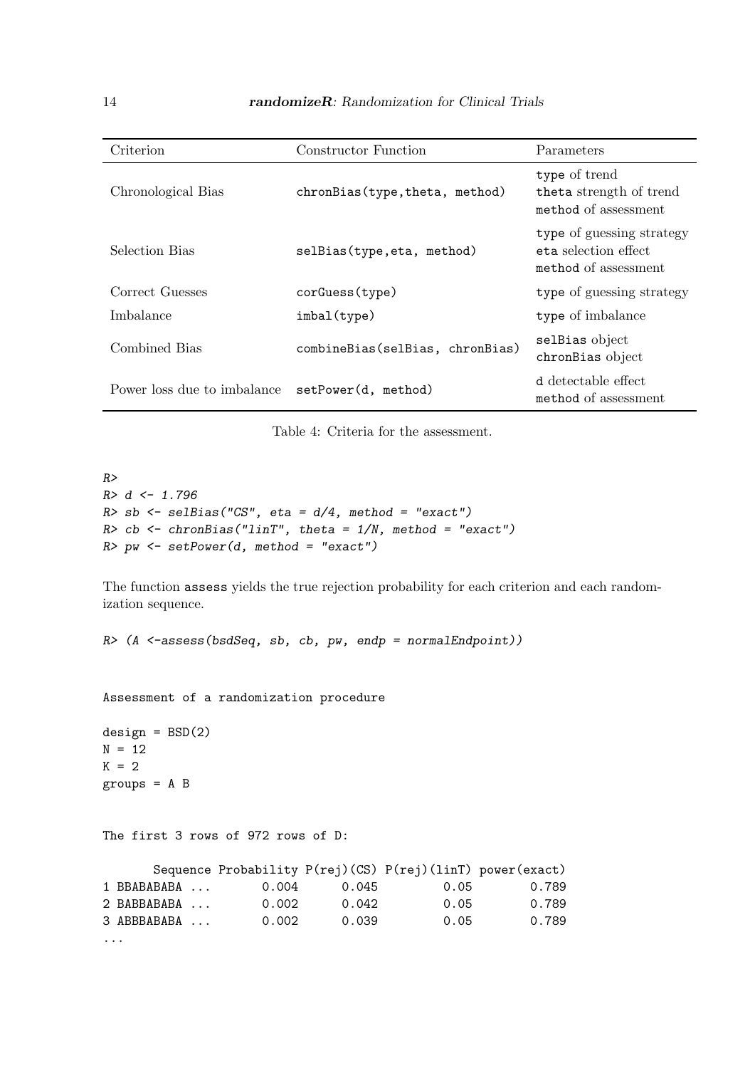| Criterion | Constructor Function | Parameters |
|---|---|---|
| Chronological Bias | `chronBias(type,theta, method)` | `type` of trend<br>`theta` strength of trend<br>`method` of assessment |
| Selection Bias | `selBias(type,eta, method)` | `type` of guessing strategy<br>`eta` selection effect<br>`method` of assessment |
| Correct Guesses | `corGuess(type)` | `type` of guessing strategy |
| Imbalance | `imbal(type)` | `type` of imbalance |
| Combined Bias | `combineBias(selBias, chronBias)` | `selBias` object<br>`chronBias` object |
| Power loss due to imbalance | `setPower(d, method)` | `d` detectable effect<br>`method` of assessment |

Table 4: Criteria for the assessment.

```
R>
R> d <- 1.796
R> sb <- selBias("CS", eta = d/4, method = "exact")
R> cb <- chronBias("linT", theta = 1/N, method = "exact")
R> pw <- setPower(d, method = "exact")
```

The function `assess` yields the true rejection probability for each criterion and each randomization sequence.

```
R> (A <-assess(bsdSeq, sb, cb, pw, endp = normalEndpoint))


Assessment of a randomization procedure

design = BSD(2)
N = 12
K = 2
groups = A B


The first 3 rows of 972 rows of D:

       Sequence Probability P(rej)(CS) P(rej)(linT) power(exact)
1 BBABABABA ...       0.004      0.045         0.05        0.789
2 BABBABABA ...       0.002      0.042         0.05        0.789
3 ABBBABABA ...       0.002      0.039         0.05        0.789
...
```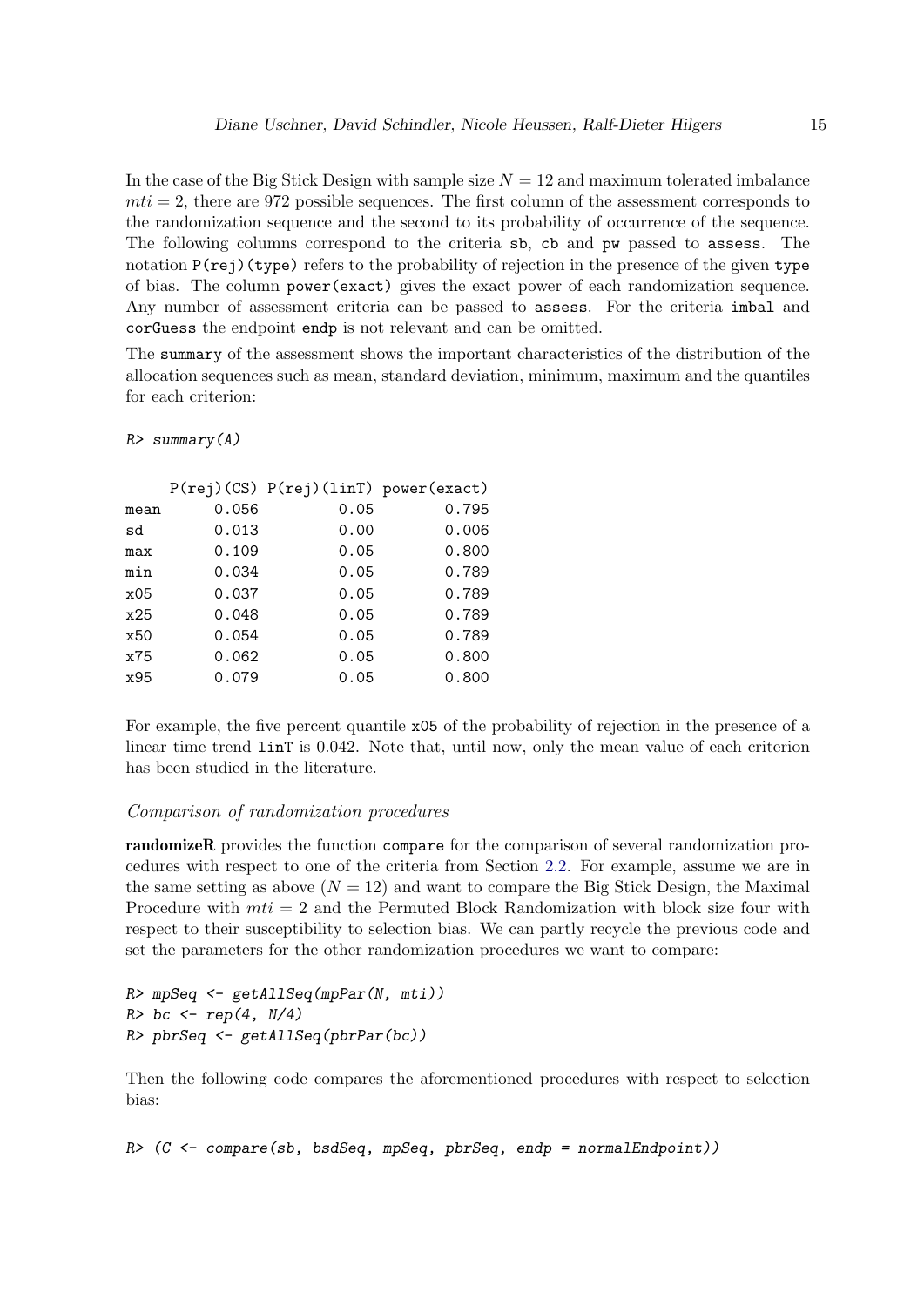In the case of the Big Stick Design with sample size $N = 12$ and maximum tolerated imbalance $mti = 2$, there are 972 possible sequences. The first column of the assessment corresponds to the randomization sequence and the second to its probability of occurrence of the sequence. The following columns correspond to the criteria `sb`, `cb` and `pw` passed to `assess`. The notation `P(rej)(type)` refers to the probability of rejection in the presence of the given `type` of bias. The column `power(exact)` gives the exact power of each randomization sequence. Any number of assessment criteria can be passed to `assess`. For the criteria `imbal` and `corGuess` the endpoint `endp` is not relevant and can be omitted.

The `summary` of the assessment shows the important characteristics of the distribution of the allocation sequences such as mean, standard deviation, minimum, maximum and the quantiles for each criterion:

```
R> summary(A)

     P(rej)(CS) P(rej)(linT) power(exact)
mean      0.056         0.05        0.795
sd        0.013         0.00        0.006
max       0.109         0.05        0.800
min       0.034         0.05        0.789
x05       0.037         0.05        0.789
x25       0.048         0.05        0.789
x50       0.054         0.05        0.789
x75       0.062         0.05        0.800
x95       0.079         0.05        0.800
```

For example, the five percent quantile `x05` of the probability of rejection in the presence of a linear time trend `linT` is 0.042. Note that, until now, only the mean value of each criterion has been studied in the literature.

*Comparison of randomization procedures*

**randomizeR** provides the function `compare` for the comparison of several randomization procedures with respect to one of the criteria from Section 2.2. For example, assume we are in the same setting as above ($N = 12$) and want to compare the Big Stick Design, the Maximal Procedure with $mti = 2$ and the Permuted Block Randomization with block size four with respect to their susceptibility to selection bias. We can partly recycle the previous code and set the parameters for the other randomization procedures we want to compare:

```
R> mpSeq <- getAllSeq(mpPar(N, mti))
R> bc <- rep(4, N/4)
R> pbrSeq <- getAllSeq(pbrPar(bc))
```

Then the following code compares the aforementioned procedures with respect to selection bias:

```
R> (C <- compare(sb, bsdSeq, mpSeq, pbrSeq, endp = normalEndpoint))
```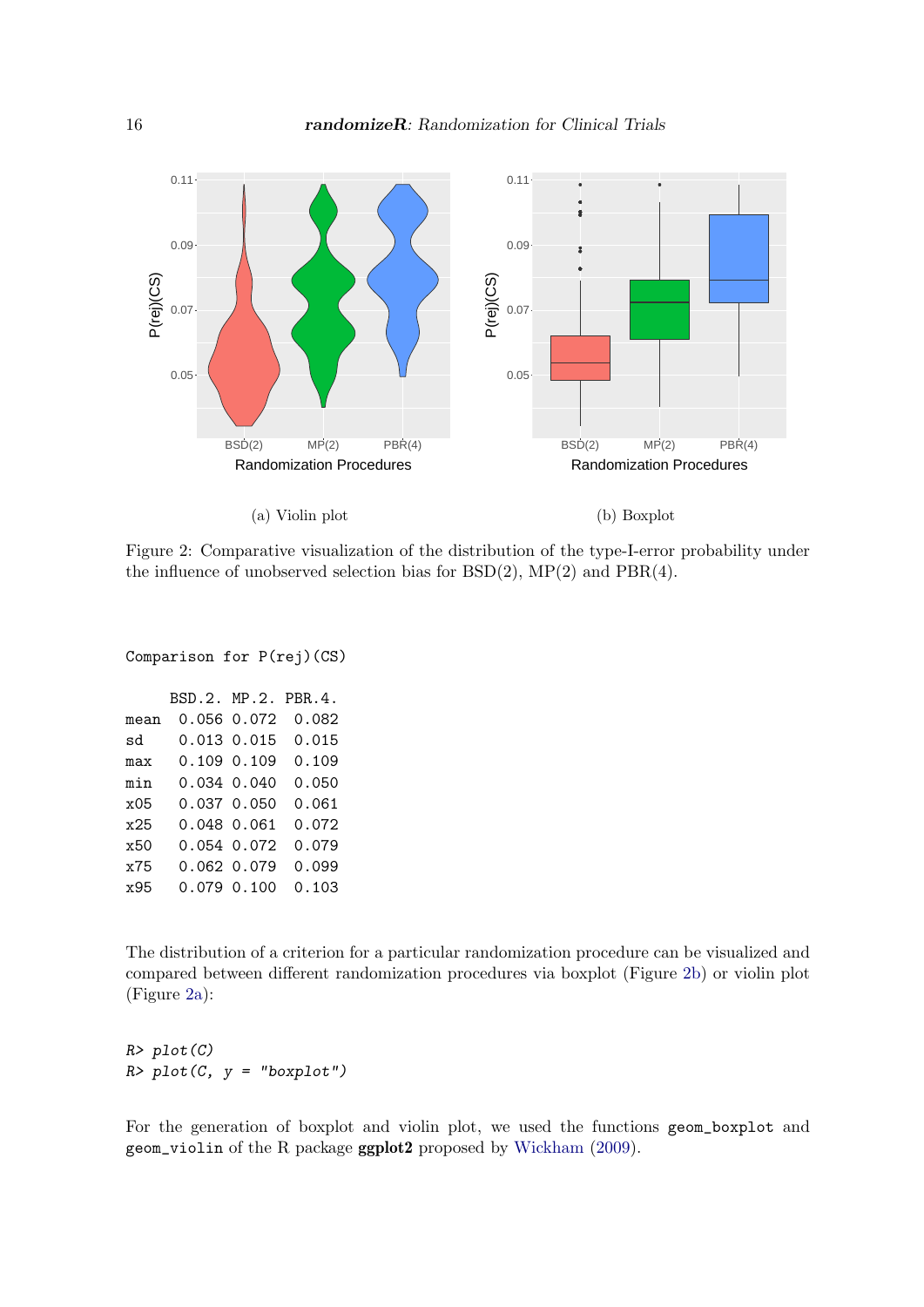(a) Violin plot

(b) Boxplot

Figure 2: Comparative visualization of the distribution of the type-I-error probability under the influence of unobserved selection bias for BSD(2), MP(2) and PBR(4).

```
Comparison for P(rej)(CS)

     BSD.2. MP.2. PBR.4.
mean  0.056 0.072  0.082
sd    0.013 0.015  0.015
max   0.109 0.109  0.109
min   0.034 0.040  0.050
x05   0.037 0.050  0.061
x25   0.048 0.061  0.072
x50   0.054 0.072  0.079
x75   0.062 0.079  0.099
x95   0.079 0.100  0.103
```

The distribution of a criterion for a particular randomization procedure can be visualized and compared between different randomization procedures via boxplot (Figure 2b) or violin plot (Figure 2a):

```
R> plot(C)
R> plot(C, y = "boxplot")
```

For the generation of boxplot and violin plot, we used the functions `geom_boxplot` and `geom_violin` of the R package **ggplot2** proposed by Wickham (2009).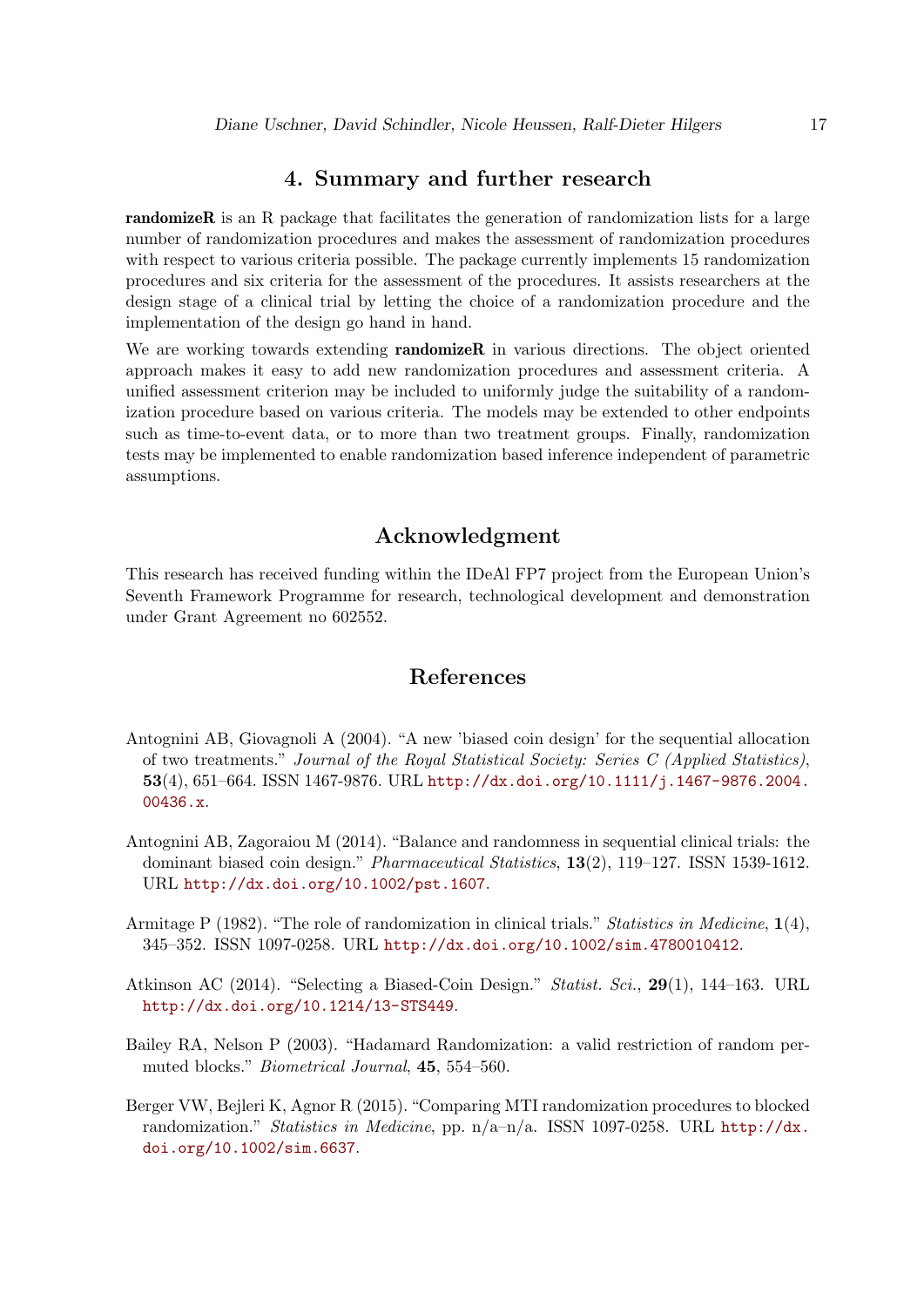# 4. Summary and further research

**randomizeR** is an R package that facilitates the generation of randomization lists for a large number of randomization procedures and makes the assessment of randomization procedures with respect to various criteria possible. The package currently implements 15 randomization procedures and six criteria for the assessment of the procedures. It assists researchers at the design stage of a clinical trial by letting the choice of a randomization procedure and the implementation of the design go hand in hand.

We are working towards extending **randomizeR** in various directions. The object oriented approach makes it easy to add new randomization procedures and assessment criteria. A unified assessment criterion may be included to uniformly judge the suitability of a randomization procedure based on various criteria. The models may be extended to other endpoints such as time-to-event data, or to more than two treatment groups. Finally, randomization tests may be implemented to enable randomization based inference independent of parametric assumptions.

# Acknowledgment

This research has received funding within the IDeAl FP7 project from the European Union's Seventh Framework Programme for research, technological development and demonstration under Grant Agreement no 602552.

# References

Antognini AB, Giovagnoli A (2004). "A new 'biased coin design' for the sequential allocation of two treatments." *Journal of the Royal Statistical Society: Series C (Applied Statistics)*, **53**(4), 651–664. ISSN 1467-9876. URL http://dx.doi.org/10.1111/j.1467-9876.2004.00436.x.

Antognini AB, Zagoraiou M (2014). "Balance and randomness in sequential clinical trials: the dominant biased coin design." *Pharmaceutical Statistics*, **13**(2), 119–127. ISSN 1539-1612. URL http://dx.doi.org/10.1002/pst.1607.

Armitage P (1982). "The role of randomization in clinical trials." *Statistics in Medicine*, **1**(4), 345–352. ISSN 1097-0258. URL http://dx.doi.org/10.1002/sim.4780010412.

Atkinson AC (2014). "Selecting a Biased-Coin Design." *Statist. Sci.*, **29**(1), 144–163. URL http://dx.doi.org/10.1214/13-STS449.

Bailey RA, Nelson P (2003). "Hadamard Randomization: a valid restriction of random permuted blocks." *Biometrical Journal*, **45**, 554–560.

Berger VW, Bejleri K, Agnor R (2015). "Comparing MTI randomization procedures to blocked randomization." *Statistics in Medicine*, pp. n/a–n/a. ISSN 1097-0258. URL http://dx.doi.org/10.1002/sim.6637.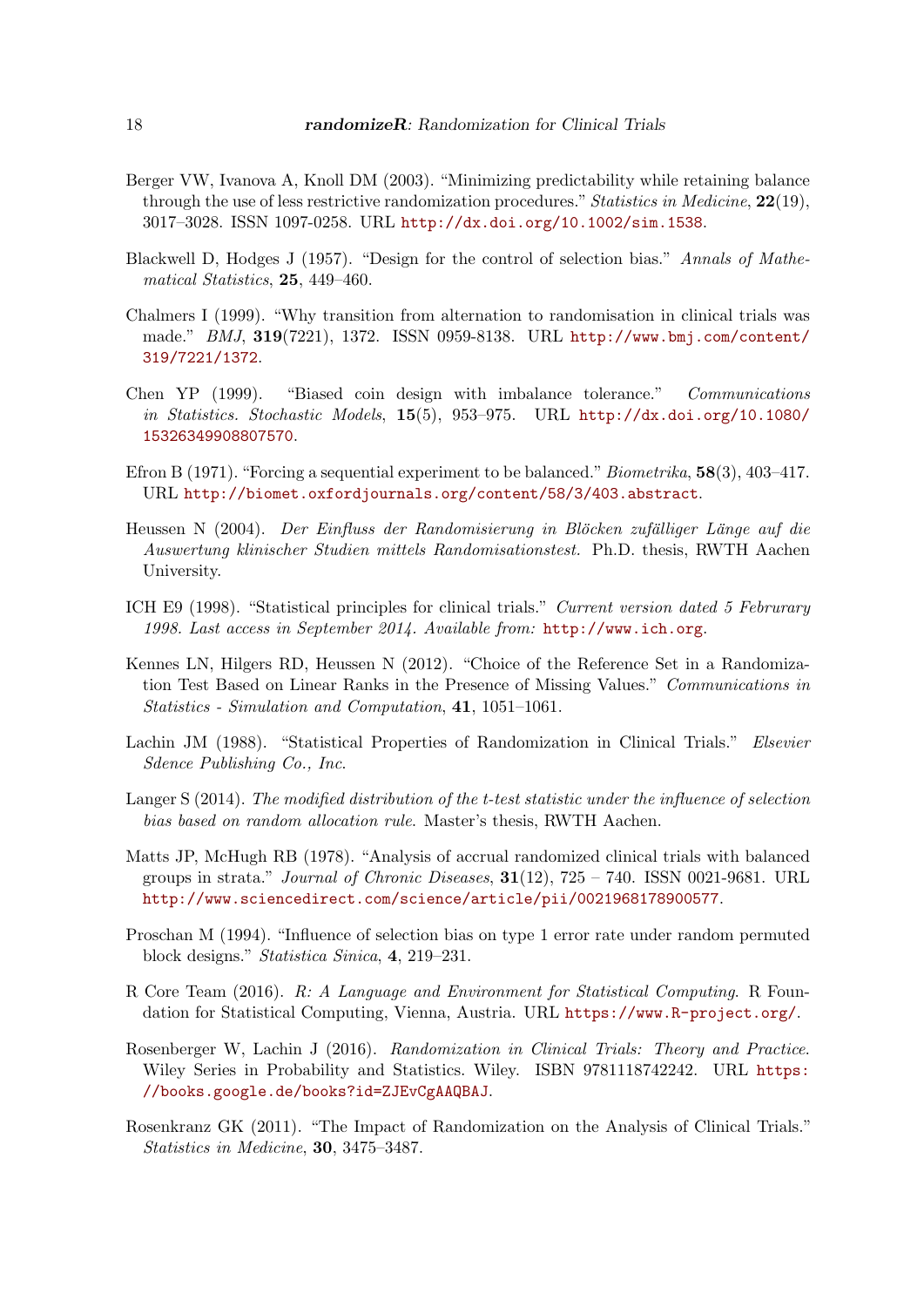Berger VW, Ivanova A, Knoll DM (2003). "Minimizing predictability while retaining balance through the use of less restrictive randomization procedures." *Statistics in Medicine*, **22**(19), 3017–3028. ISSN 1097-0258. URL `http://dx.doi.org/10.1002/sim.1538`.

Blackwell D, Hodges J (1957). "Design for the control of selection bias." *Annals of Mathematical Statistics*, **25**, 449–460.

Chalmers I (1999). "Why transition from alternation to randomisation in clinical trials was made." *BMJ*, **319**(7221), 1372. ISSN 0959-8138. URL `http://www.bmj.com/content/319/7221/1372`.

Chen YP (1999). "Biased coin design with imbalance tolerance." *Communications in Statistics. Stochastic Models*, **15**(5), 953–975. URL `http://dx.doi.org/10.1080/15326349908807570`.

Efron B (1971). "Forcing a sequential experiment to be balanced." *Biometrika*, **58**(3), 403–417. URL `http://biomet.oxfordjournals.org/content/58/3/403.abstract`.

Heussen N (2004). *Der Einfluss der Randomisierung in Blöcken zufälliger Länge auf die Auswertung klinischer Studien mittels Randomisationstest*. Ph.D. thesis, RWTH Aachen University.

ICH E9 (1998). "Statistical principles for clinical trials." *Current version dated 5 Februrary 1998. Last access in September 2014. Available from:* `http://www.ich.org`.

Kennes LN, Hilgers RD, Heussen N (2012). "Choice of the Reference Set in a Randomization Test Based on Linear Ranks in the Presence of Missing Values." *Communications in Statistics - Simulation and Computation*, **41**, 1051–1061.

Lachin JM (1988). "Statistical Properties of Randomization in Clinical Trials." *Elsevier Sdence Publishing Co., Inc.*

Langer S (2014). *The modified distribution of the t-test statistic under the influence of selection bias based on random allocation rule*. Master's thesis, RWTH Aachen.

Matts JP, McHugh RB (1978). "Analysis of accrual randomized clinical trials with balanced groups in strata." *Journal of Chronic Diseases*, **31**(12), 725 – 740. ISSN 0021-9681. URL `http://www.sciencedirect.com/science/article/pii/0021968178900577`.

Proschan M (1994). "Influence of selection bias on type 1 error rate under random permuted block designs." *Statistica Sinica*, **4**, 219–231.

R Core Team (2016). *R: A Language and Environment for Statistical Computing*. R Foundation for Statistical Computing, Vienna, Austria. URL `https://www.R-project.org/`.

Rosenberger W, Lachin J (2016). *Randomization in Clinical Trials: Theory and Practice*. Wiley Series in Probability and Statistics. Wiley. ISBN 9781118742242. URL `https://books.google.de/books?id=ZJEvCgAAQBAJ`.

Rosenkranz GK (2011). "The Impact of Randomization on the Analysis of Clinical Trials." *Statistics in Medicine*, **30**, 3475–3487.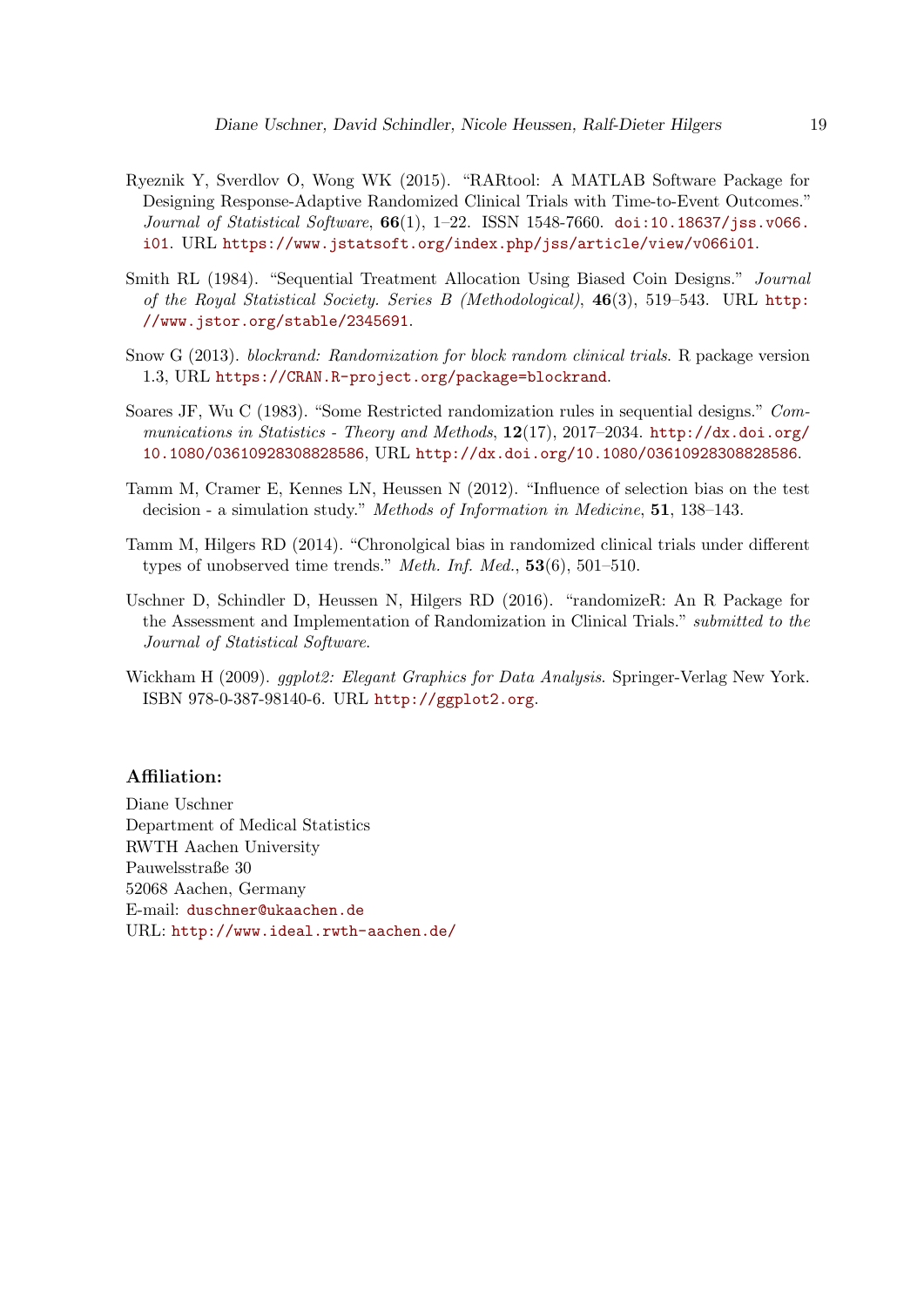Ryeznik Y, Sverdlov O, Wong WK (2015). "RARtool: A MATLAB Software Package for Designing Response-Adaptive Randomized Clinical Trials with Time-to-Event Outcomes." *Journal of Statistical Software*, **66**(1), 1–22. ISSN 1548-7660. doi:10.18637/jss.v066.i01. URL https://www.jstatsoft.org/index.php/jss/article/view/v066i01.

Smith RL (1984). "Sequential Treatment Allocation Using Biased Coin Designs." *Journal of the Royal Statistical Society. Series B (Methodological)*, **46**(3), 519–543. URL http://www.jstor.org/stable/2345691.

Snow G (2013). *blockrand: Randomization for block random clinical trials*. R package version 1.3, URL https://CRAN.R-project.org/package=blockrand.

Soares JF, Wu C (1983). "Some Restricted randomization rules in sequential designs." *Communications in Statistics - Theory and Methods*, **12**(17), 2017–2034. http://dx.doi.org/10.1080/03610928308828586, URL http://dx.doi.org/10.1080/03610928308828586.

Tamm M, Cramer E, Kennes LN, Heussen N (2012). "Influence of selection bias on the test decision - a simulation study." *Methods of Information in Medicine*, **51**, 138–143.

Tamm M, Hilgers RD (2014). "Chronolgical bias in randomized clinical trials under different types of unobserved time trends." *Meth. Inf. Med.*, **53**(6), 501–510.

Uschner D, Schindler D, Heussen N, Hilgers RD (2016). "randomizeR: An R Package for the Assessment and Implementation of Randomization in Clinical Trials." *submitted to the Journal of Statistical Software*.

Wickham H (2009). *ggplot2: Elegant Graphics for Data Analysis*. Springer-Verlag New York. ISBN 978-0-387-98140-6. URL http://ggplot2.org.

### Affiliation:

Diane Uschner
Department of Medical Statistics
RWTH Aachen University
Pauwelsstraße 30
52068 Aachen, Germany
E-mail: duschner@ukaachen.de
URL: http://www.ideal.rwth-aachen.de/